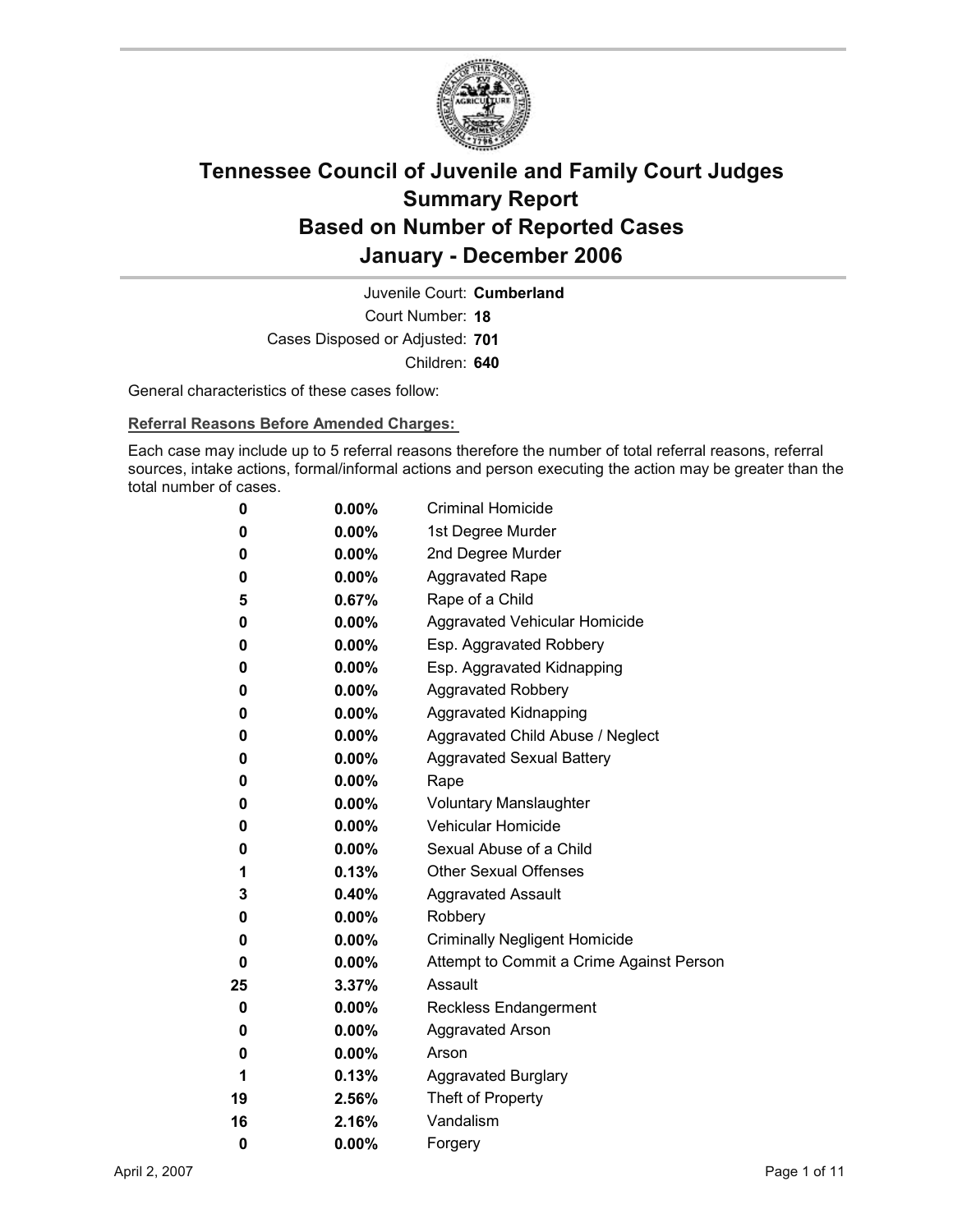# Tennessee Council of Juvenile and Family Court Judges
## Summary Report
## Based on Number of Reported Cases
## January - December 2006

Juvenile Court: **Cumberland**

Court Number: **18**

Cases Disposed or Adjusted: **701**

Children: **640**

General characteristics of these cases follow:

**Referral Reasons Before Amended Charges:**

Each case may include up to 5 referral reasons therefore the number of total referral reasons, referral sources, intake actions, formal/informal actions and person executing the action may be greater than the total number of cases.

| | | |
|---|---|---|
| **0** | **0.00%** | Criminal Homicide |
| **0** | **0.00%** | 1st Degree Murder |
| **0** | **0.00%** | 2nd Degree Murder |
| **0** | **0.00%** | Aggravated Rape |
| **5** | **0.67%** | Rape of a Child |
| **0** | **0.00%** | Aggravated Vehicular Homicide |
| **0** | **0.00%** | Esp. Aggravated Robbery |
| **0** | **0.00%** | Esp. Aggravated Kidnapping |
| **0** | **0.00%** | Aggravated Robbery |
| **0** | **0.00%** | Aggravated Kidnapping |
| **0** | **0.00%** | Aggravated Child Abuse / Neglect |
| **0** | **0.00%** | Aggravated Sexual Battery |
| **0** | **0.00%** | Rape |
| **0** | **0.00%** | Voluntary Manslaughter |
| **0** | **0.00%** | Vehicular Homicide |
| **0** | **0.00%** | Sexual Abuse of a Child |
| **1** | **0.13%** | Other Sexual Offenses |
| **3** | **0.40%** | Aggravated Assault |
| **0** | **0.00%** | Robbery |
| **0** | **0.00%** | Criminally Negligent Homicide |
| **0** | **0.00%** | Attempt to Commit a Crime Against Person |
| **25** | **3.37%** | Assault |
| **0** | **0.00%** | Reckless Endangerment |
| **0** | **0.00%** | Aggravated Arson |
| **0** | **0.00%** | Arson |
| **1** | **0.13%** | Aggravated Burglary |
| **19** | **2.56%** | Theft of Property |
| **16** | **2.16%** | Vandalism |
| **0** | **0.00%** | Forgery |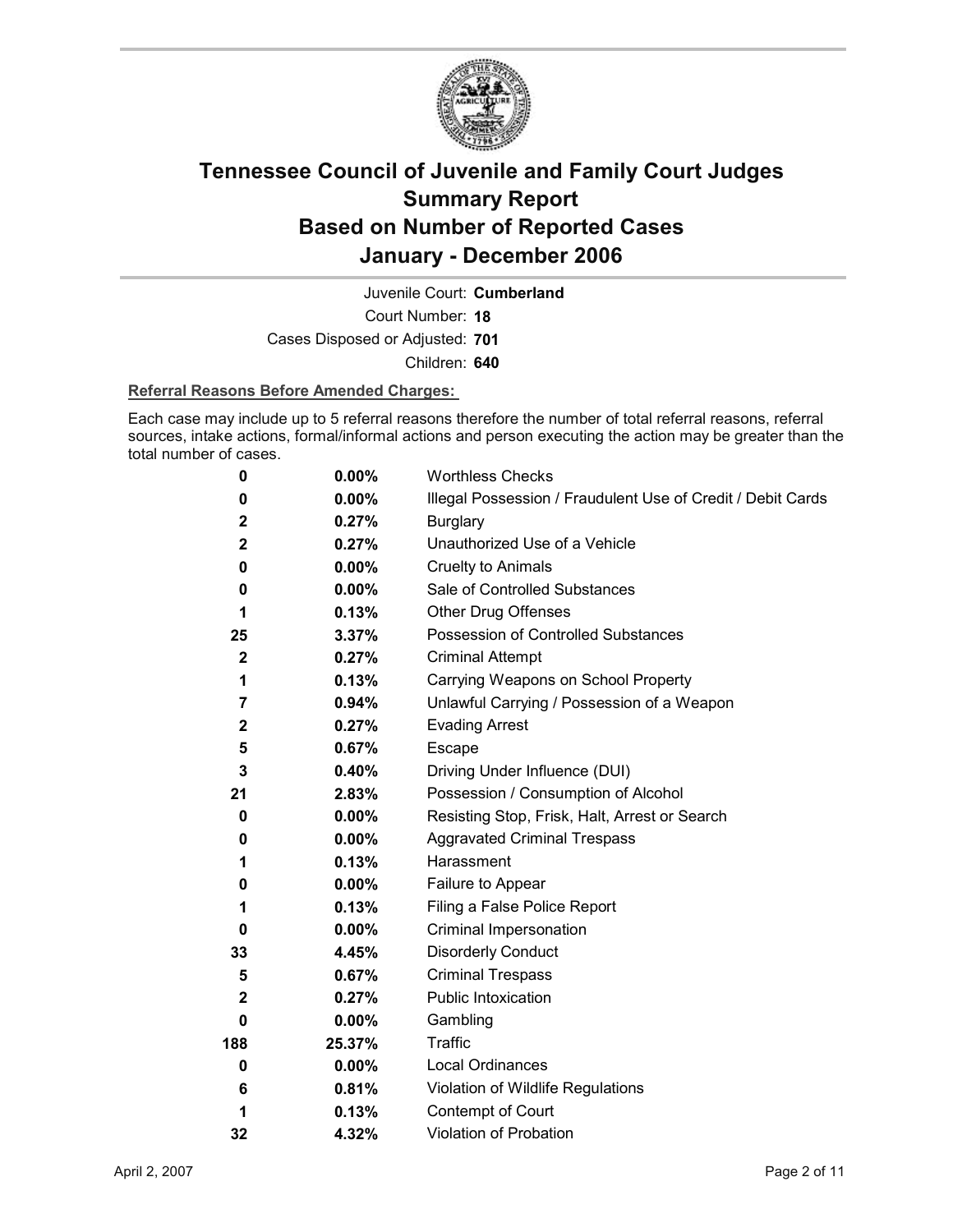# Tennessee Council of Juvenile and Family Court Judges Summary Report Based on Number of Reported Cases January - December 2006

Juvenile Court: **Cumberland**

Court Number: **18**

Cases Disposed or Adjusted: **701**

Children: **640**

**Referral Reasons Before Amended Charges:**

Each case may include up to 5 referral reasons therefore the number of total referral reasons, referral sources, intake actions, formal/informal actions and person executing the action may be greater than the total number of cases.

| Count | Percent | Referral Reason |
|---|---|---|
| 0 | 0.00% | Worthless Checks |
| 0 | 0.00% | Illegal Possession / Fraudulent Use of Credit / Debit Cards |
| 2 | 0.27% | Burglary |
| 2 | 0.27% | Unauthorized Use of a Vehicle |
| 0 | 0.00% | Cruelty to Animals |
| 0 | 0.00% | Sale of Controlled Substances |
| 1 | 0.13% | Other Drug Offenses |
| 25 | 3.37% | Possession of Controlled Substances |
| 2 | 0.27% | Criminal Attempt |
| 1 | 0.13% | Carrying Weapons on School Property |
| 7 | 0.94% | Unlawful Carrying / Possession of a Weapon |
| 2 | 0.27% | Evading Arrest |
| 5 | 0.67% | Escape |
| 3 | 0.40% | Driving Under Influence (DUI) |
| 21 | 2.83% | Possession / Consumption of Alcohol |
| 0 | 0.00% | Resisting Stop, Frisk, Halt, Arrest or Search |
| 0 | 0.00% | Aggravated Criminal Trespass |
| 1 | 0.13% | Harassment |
| 0 | 0.00% | Failure to Appear |
| 1 | 0.13% | Filing a False Police Report |
| 0 | 0.00% | Criminal Impersonation |
| 33 | 4.45% | Disorderly Conduct |
| 5 | 0.67% | Criminal Trespass |
| 2 | 0.27% | Public Intoxication |
| 0 | 0.00% | Gambling |
| 188 | 25.37% | Traffic |
| 0 | 0.00% | Local Ordinances |
| 6 | 0.81% | Violation of Wildlife Regulations |
| 1 | 0.13% | Contempt of Court |
| 32 | 4.32% | Violation of Probation |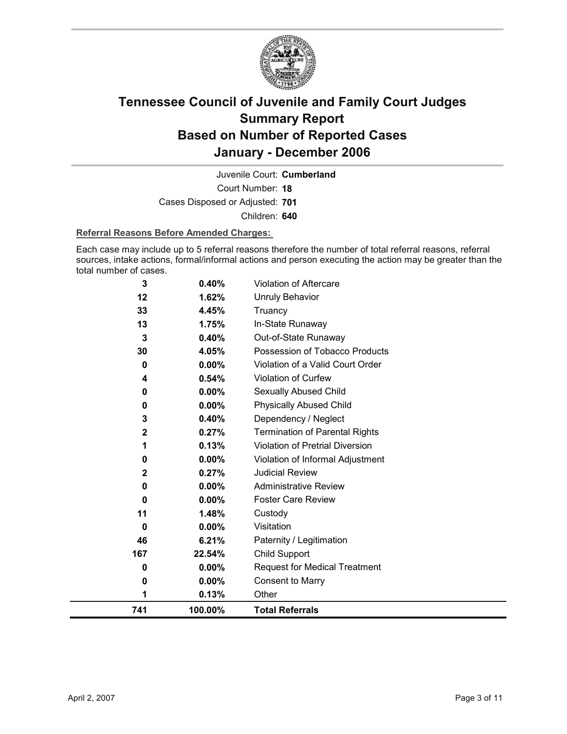# Tennessee Council of Juvenile and Family Court Judges
## Summary Report
## Based on Number of Reported Cases
## January - December 2006

Juvenile Court: **Cumberland**

Court Number: **18**

Cases Disposed or Adjusted: **701**

Children: **640**

**Referral Reasons Before Amended Charges:**

Each case may include up to 5 referral reasons therefore the number of total referral reasons, referral sources, intake actions, formal/informal actions and person executing the action may be greater than the total number of cases.

| Count | Percent | Referral Reason |
|---|---|---|
| 3 | 0.40% | Violation of Aftercare |
| 12 | 1.62% | Unruly Behavior |
| 33 | 4.45% | Truancy |
| 13 | 1.75% | In-State Runaway |
| 3 | 0.40% | Out-of-State Runaway |
| 30 | 4.05% | Possession of Tobacco Products |
| 0 | 0.00% | Violation of a Valid Court Order |
| 4 | 0.54% | Violation of Curfew |
| 0 | 0.00% | Sexually Abused Child |
| 0 | 0.00% | Physically Abused Child |
| 3 | 0.40% | Dependency / Neglect |
| 2 | 0.27% | Termination of Parental Rights |
| 1 | 0.13% | Violation of Pretrial Diversion |
| 0 | 0.00% | Violation of Informal Adjustment |
| 2 | 0.27% | Judicial Review |
| 0 | 0.00% | Administrative Review |
| 0 | 0.00% | Foster Care Review |
| 11 | 1.48% | Custody |
| 0 | 0.00% | Visitation |
| 46 | 6.21% | Paternity / Legitimation |
| 167 | 22.54% | Child Support |
| 0 | 0.00% | Request for Medical Treatment |
| 0 | 0.00% | Consent to Marry |
| 1 | 0.13% | Other |
| **741** | **100.00%** | **Total Referrals** |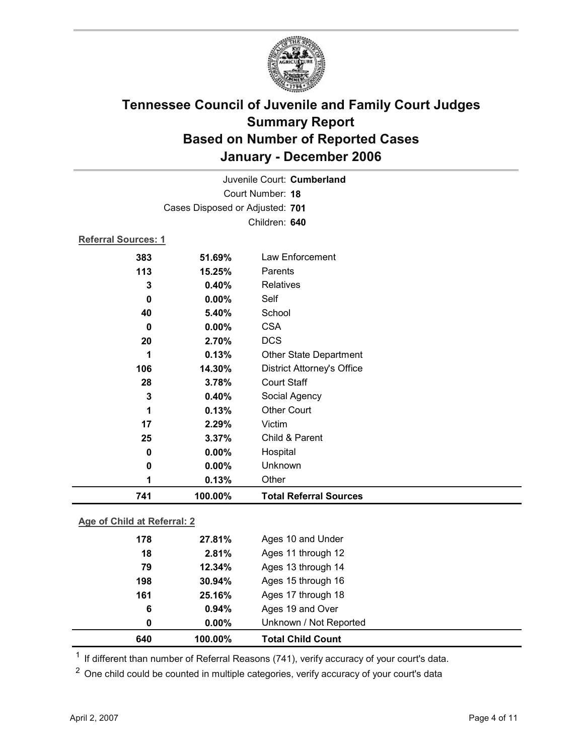# Tennessee Council of Juvenile and Family Court Judges
## Summary Report
## Based on Number of Reported Cases
## January - December 2006

Juvenile Court: **Cumberland**

Court Number: **18**

Cases Disposed or Adjusted: **701**

Children: **640**

**Referral Sources: 1**

| Count | Percent | Source |
|---|---|---|
| 383 | 51.69% | Law Enforcement |
| 113 | 15.25% | Parents |
| 3 | 0.40% | Relatives |
| 0 | 0.00% | Self |
| 40 | 5.40% | School |
| 0 | 0.00% | CSA |
| 20 | 2.70% | DCS |
| 1 | 0.13% | Other State Department |
| 106 | 14.30% | District Attorney's Office |
| 28 | 3.78% | Court Staff |
| 3 | 0.40% | Social Agency |
| 1 | 0.13% | Other Court |
| 17 | 2.29% | Victim |
| 25 | 3.37% | Child & Parent |
| 0 | 0.00% | Hospital |
| 0 | 0.00% | Unknown |
| 1 | 0.13% | Other |
| **741** | **100.00%** | **Total Referral Sources** |

**Age of Child at Referral: 2**

| Count | Percent | Age |
|---|---|---|
| 178 | 27.81% | Ages 10 and Under |
| 18 | 2.81% | Ages 11 through 12 |
| 79 | 12.34% | Ages 13 through 14 |
| 198 | 30.94% | Ages 15 through 16 |
| 161 | 25.16% | Ages 17 through 18 |
| 6 | 0.94% | Ages 19 and Over |
| 0 | 0.00% | Unknown / Not Reported |
| **640** | **100.00%** | **Total Child Count** |

[1] If different than number of Referral Reasons (741), verify accuracy of your court's data.

[2] One child could be counted in multiple categories, verify accuracy of your court's data

April 2, 2007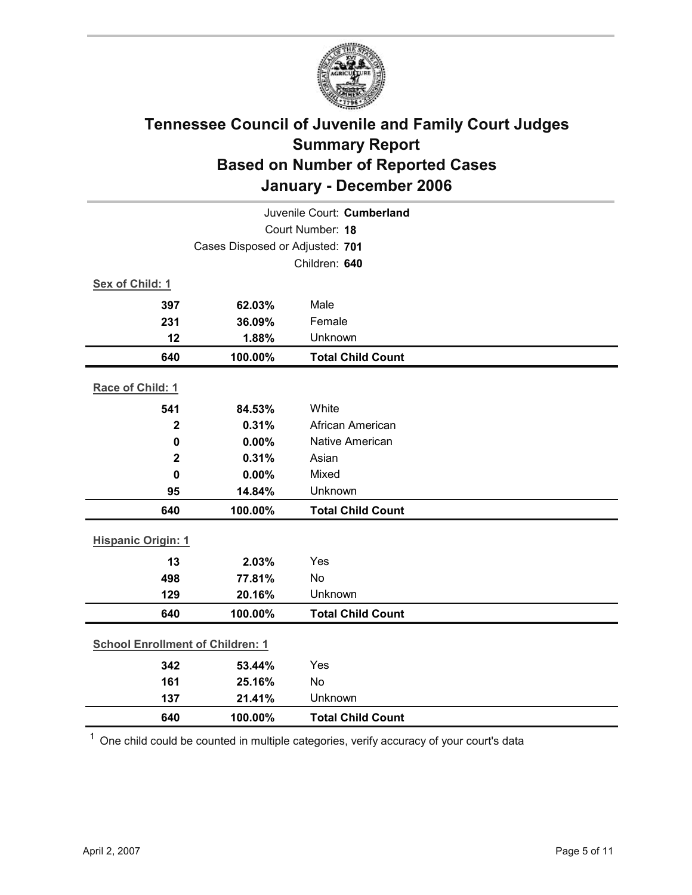# Tennessee Council of Juvenile and Family Court Judges
## Summary Report
## Based on Number of Reported Cases
## January - December 2006

Juvenile Court: **Cumberland**
Court Number: **18**
Cases Disposed or Adjusted: **701**
Children: **640**

**Sex of Child: 1**

| | | |
|---|---|---|
| 397 | 62.03% | Male |
| 231 | 36.09% | Female |
| 12 | 1.88% | Unknown |
| **640** | **100.00%** | **Total Child Count** |

**Race of Child: 1**

| | | |
|---|---|---|
| 541 | 84.53% | White |
| 2 | 0.31% | African American |
| 0 | 0.00% | Native American |
| 2 | 0.31% | Asian |
| 0 | 0.00% | Mixed |
| 95 | 14.84% | Unknown |
| **640** | **100.00%** | **Total Child Count** |

**Hispanic Origin: 1**

| | | |
|---|---|---|
| 13 | 2.03% | Yes |
| 498 | 77.81% | No |
| 129 | 20.16% | Unknown |
| **640** | **100.00%** | **Total Child Count** |

**School Enrollment of Children: 1**

| | | |
|---|---|---|
| 342 | 53.44% | Yes |
| 161 | 25.16% | No |
| 137 | 21.41% | Unknown |
| **640** | **100.00%** | **Total Child Count** |

[1] One child could be counted in multiple categories, verify accuracy of your court's data

April 2, 2007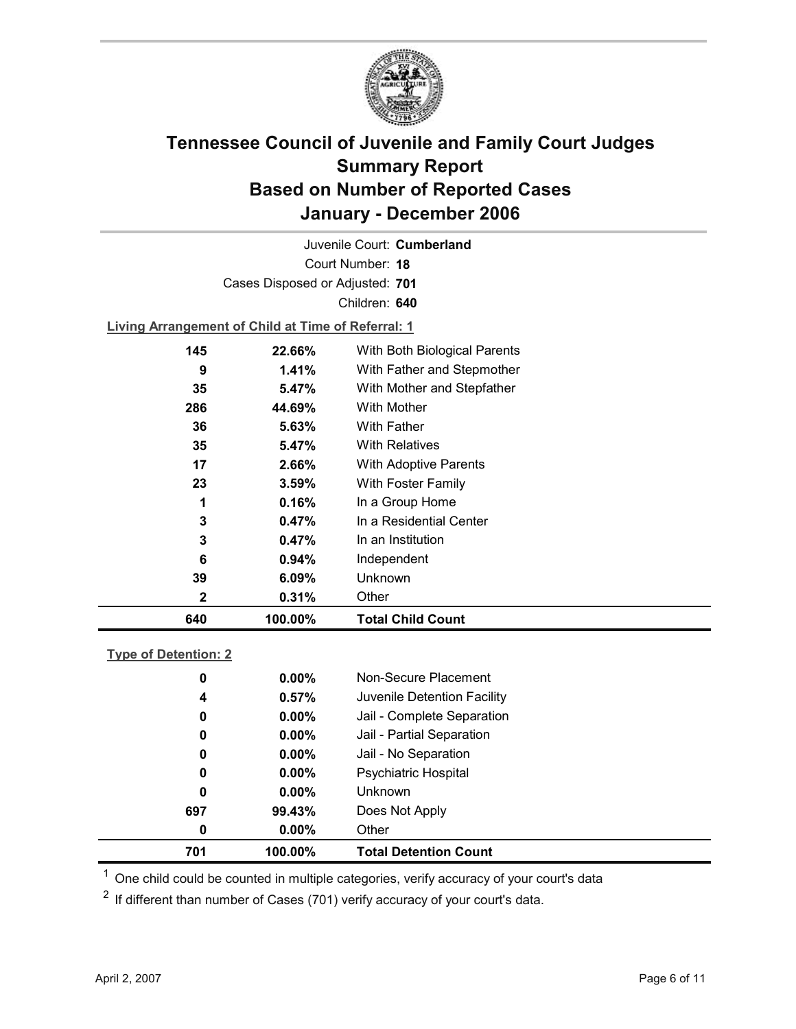# Tennessee Council of Juvenile and Family Court Judges Summary Report Based on Number of Reported Cases January - December 2006

Juvenile Court: **Cumberland**

Court Number: **18**

Cases Disposed or Adjusted: **701**

Children: **640**

**Living Arrangement of Child at Time of Referral: 1**

| Count | Percent | Category |
|---|---|---|
| 145 | 22.66% | With Both Biological Parents |
| 9 | 1.41% | With Father and Stepmother |
| 35 | 5.47% | With Mother and Stepfather |
| 286 | 44.69% | With Mother |
| 36 | 5.63% | With Father |
| 35 | 5.47% | With Relatives |
| 17 | 2.66% | With Adoptive Parents |
| 23 | 3.59% | With Foster Family |
| 1 | 0.16% | In a Group Home |
| 3 | 0.47% | In a Residential Center |
| 3 | 0.47% | In an Institution |
| 6 | 0.94% | Independent |
| 39 | 6.09% | Unknown |
| 2 | 0.31% | Other |
| **640** | **100.00%** | **Total Child Count** |

**Type of Detention: 2**

| Count | Percent | Category |
|---|---|---|
| 0 | 0.00% | Non-Secure Placement |
| 4 | 0.57% | Juvenile Detention Facility |
| 0 | 0.00% | Jail - Complete Separation |
| 0 | 0.00% | Jail - Partial Separation |
| 0 | 0.00% | Jail - No Separation |
| 0 | 0.00% | Psychiatric Hospital |
| 0 | 0.00% | Unknown |
| 697 | 99.43% | Does Not Apply |
| 0 | 0.00% | Other |
| **701** | **100.00%** | **Total Detention Count** |

[1] One child could be counted in multiple categories, verify accuracy of your court's data

[2] If different than number of Cases (701) verify accuracy of your court's data.

April 2, 2007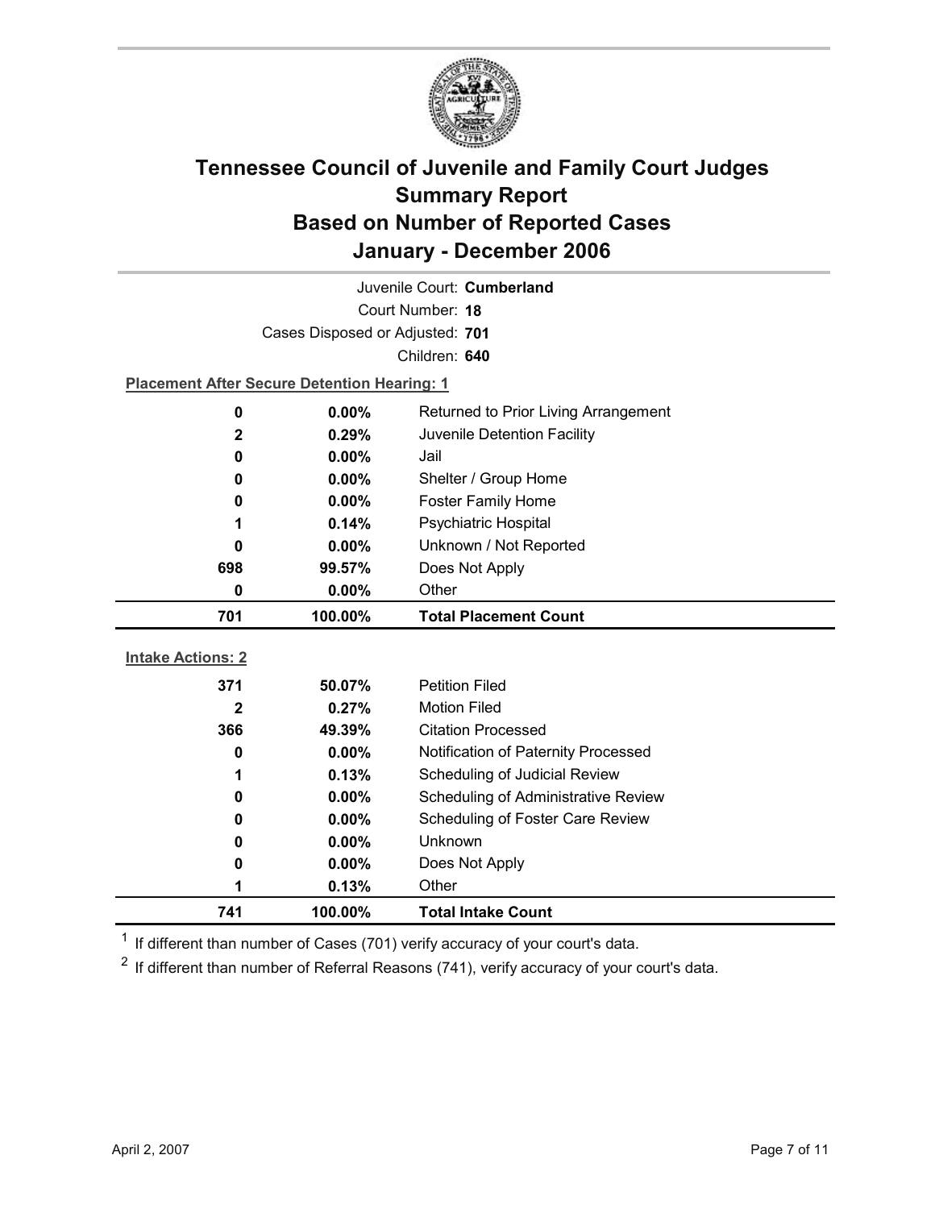# Tennessee Council of Juvenile and Family Court Judges
# Summary Report
# Based on Number of Reported Cases
# January - December 2006

Juvenile Court: **Cumberland**

Court Number: **18**

Cases Disposed or Adjusted: **701**

Children: **640**

**Placement After Secure Detention Hearing: 1**

| Count | Percent | Placement |
|---|---|---|
| 0 | 0.00% | Returned to Prior Living Arrangement |
| 2 | 0.29% | Juvenile Detention Facility |
| 0 | 0.00% | Jail |
| 0 | 0.00% | Shelter / Group Home |
| 0 | 0.00% | Foster Family Home |
| 1 | 0.14% | Psychiatric Hospital |
| 0 | 0.00% | Unknown / Not Reported |
| 698 | 99.57% | Does Not Apply |
| 0 | 0.00% | Other |
| **701** | **100.00%** | **Total Placement Count** |

**Intake Actions: 2**

| Count | Percent | Intake Action |
|---|---|---|
| 371 | 50.07% | Petition Filed |
| 2 | 0.27% | Motion Filed |
| 366 | 49.39% | Citation Processed |
| 0 | 0.00% | Notification of Paternity Processed |
| 1 | 0.13% | Scheduling of Judicial Review |
| 0 | 0.00% | Scheduling of Administrative Review |
| 0 | 0.00% | Scheduling of Foster Care Review |
| 0 | 0.00% | Unknown |
| 0 | 0.00% | Does Not Apply |
| 1 | 0.13% | Other |
| **741** | **100.00%** | **Total Intake Count** |

[1] If different than number of Cases (701) verify accuracy of your court's data.

[2] If different than number of Referral Reasons (741), verify accuracy of your court's data.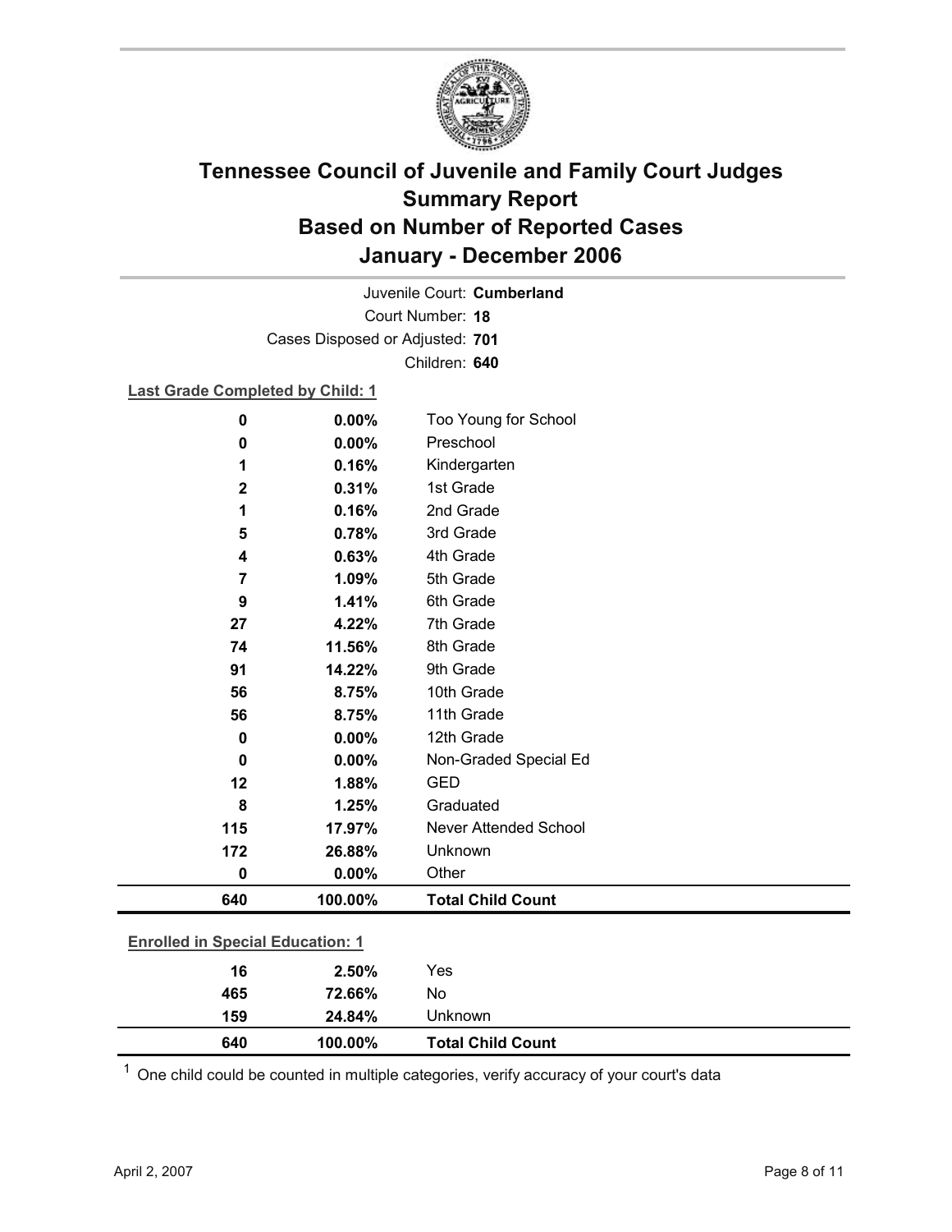# Tennessee Council of Juvenile and Family Court Judges
## Summary Report
## Based on Number of Reported Cases
## January - December 2006

Juvenile Court: **Cumberland**
Court Number: **18**
Cases Disposed or Adjusted: **701**
Children: **640**

**Last Grade Completed by Child: 1**

| Count | Percent | Category |
|---|---|---|
| 0 | 0.00% | Too Young for School |
| 0 | 0.00% | Preschool |
| 1 | 0.16% | Kindergarten |
| 2 | 0.31% | 1st Grade |
| 1 | 0.16% | 2nd Grade |
| 5 | 0.78% | 3rd Grade |
| 4 | 0.63% | 4th Grade |
| 7 | 1.09% | 5th Grade |
| 9 | 1.41% | 6th Grade |
| 27 | 4.22% | 7th Grade |
| 74 | 11.56% | 8th Grade |
| 91 | 14.22% | 9th Grade |
| 56 | 8.75% | 10th Grade |
| 56 | 8.75% | 11th Grade |
| 0 | 0.00% | 12th Grade |
| 0 | 0.00% | Non-Graded Special Ed |
| 12 | 1.88% | GED |
| 8 | 1.25% | Graduated |
| 115 | 17.97% | Never Attended School |
| 172 | 26.88% | Unknown |
| 0 | 0.00% | Other |
| **640** | **100.00%** | **Total Child Count** |

**Enrolled in Special Education: 1**

| Count | Percent | Category |
|---|---|---|
| 16 | 2.50% | Yes |
| 465 | 72.66% | No |
| 159 | 24.84% | Unknown |
| **640** | **100.00%** | **Total Child Count** |

[1] One child could be counted in multiple categories, verify accuracy of your court's data

April 2, 2007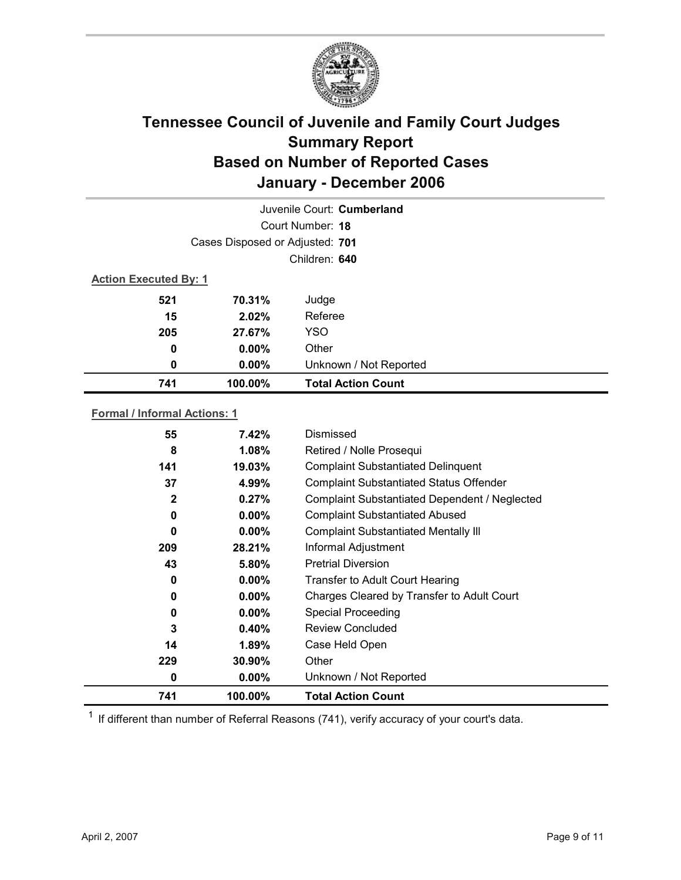# Tennessee Council of Juvenile and Family Court Judges
## Summary Report
## Based on Number of Reported Cases
## January - December 2006

Juvenile Court: **Cumberland**

Court Number: **18**

Cases Disposed or Adjusted: **701**

Children: **640**

**Action Executed By: 1**

| | | |
|---|---|---|
| **521** | **70.31%** | Judge |
| **15** | **2.02%** | Referee |
| **205** | **27.67%** | YSO |
| **0** | **0.00%** | Other |
| **0** | **0.00%** | Unknown / Not Reported |
| **741** | **100.00%** | **Total Action Count** |

**Formal / Informal Actions: 1**

| | | |
|---|---|---|
| **55** | **7.42%** | Dismissed |
| **8** | **1.08%** | Retired / Nolle Prosequi |
| **141** | **19.03%** | Complaint Substantiated Delinquent |
| **37** | **4.99%** | Complaint Substantiated Status Offender |
| **2** | **0.27%** | Complaint Substantiated Dependent / Neglected |
| **0** | **0.00%** | Complaint Substantiated Abused |
| **0** | **0.00%** | Complaint Substantiated Mentally Ill |
| **209** | **28.21%** | Informal Adjustment |
| **43** | **5.80%** | Pretrial Diversion |
| **0** | **0.00%** | Transfer to Adult Court Hearing |
| **0** | **0.00%** | Charges Cleared by Transfer to Adult Court |
| **0** | **0.00%** | Special Proceeding |
| **3** | **0.40%** | Review Concluded |
| **14** | **1.89%** | Case Held Open |
| **229** | **30.90%** | Other |
| **0** | **0.00%** | Unknown / Not Reported |
| **741** | **100.00%** | **Total Action Count** |

[1] If different than number of Referral Reasons (741), verify accuracy of your court's data.

April 2, 2007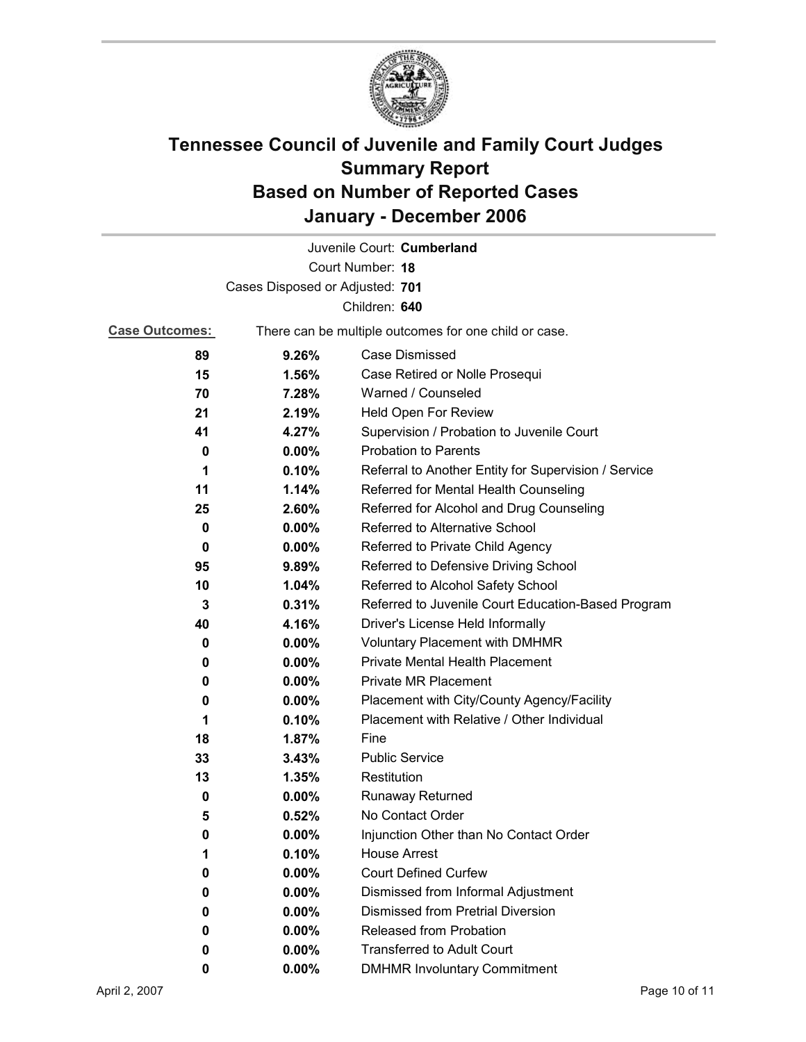# Tennessee Council of Juvenile and Family Court Judges
## Summary Report
## Based on Number of Reported Cases
## January - December 2006

Juvenile Court: **Cumberland**
Court Number: **18**
Cases Disposed or Adjusted: **701**
Children: **640**

**Case Outcomes:** There can be multiple outcomes for one child or case.

| Count | Percent | Outcome |
|---|---|---|
| **89** | **9.26%** | Case Dismissed |
| **15** | **1.56%** | Case Retired or Nolle Prosequi |
| **70** | **7.28%** | Warned / Counseled |
| **21** | **2.19%** | Held Open For Review |
| **41** | **4.27%** | Supervision / Probation to Juvenile Court |
| **0** | **0.00%** | Probation to Parents |
| **1** | **0.10%** | Referral to Another Entity for Supervision / Service |
| **11** | **1.14%** | Referred for Mental Health Counseling |
| **25** | **2.60%** | Referred for Alcohol and Drug Counseling |
| **0** | **0.00%** | Referred to Alternative School |
| **0** | **0.00%** | Referred to Private Child Agency |
| **95** | **9.89%** | Referred to Defensive Driving School |
| **10** | **1.04%** | Referred to Alcohol Safety School |
| **3** | **0.31%** | Referred to Juvenile Court Education-Based Program |
| **40** | **4.16%** | Driver's License Held Informally |
| **0** | **0.00%** | Voluntary Placement with DMHMR |
| **0** | **0.00%** | Private Mental Health Placement |
| **0** | **0.00%** | Private MR Placement |
| **0** | **0.00%** | Placement with City/County Agency/Facility |
| **1** | **0.10%** | Placement with Relative / Other Individual |
| **18** | **1.87%** | Fine |
| **33** | **3.43%** | Public Service |
| **13** | **1.35%** | Restitution |
| **0** | **0.00%** | Runaway Returned |
| **5** | **0.52%** | No Contact Order |
| **0** | **0.00%** | Injunction Other than No Contact Order |
| **1** | **0.10%** | House Arrest |
| **0** | **0.00%** | Court Defined Curfew |
| **0** | **0.00%** | Dismissed from Informal Adjustment |
| **0** | **0.00%** | Dismissed from Pretrial Diversion |
| **0** | **0.00%** | Released from Probation |
| **0** | **0.00%** | Transferred to Adult Court |
| **0** | **0.00%** | DMHMR Involuntary Commitment |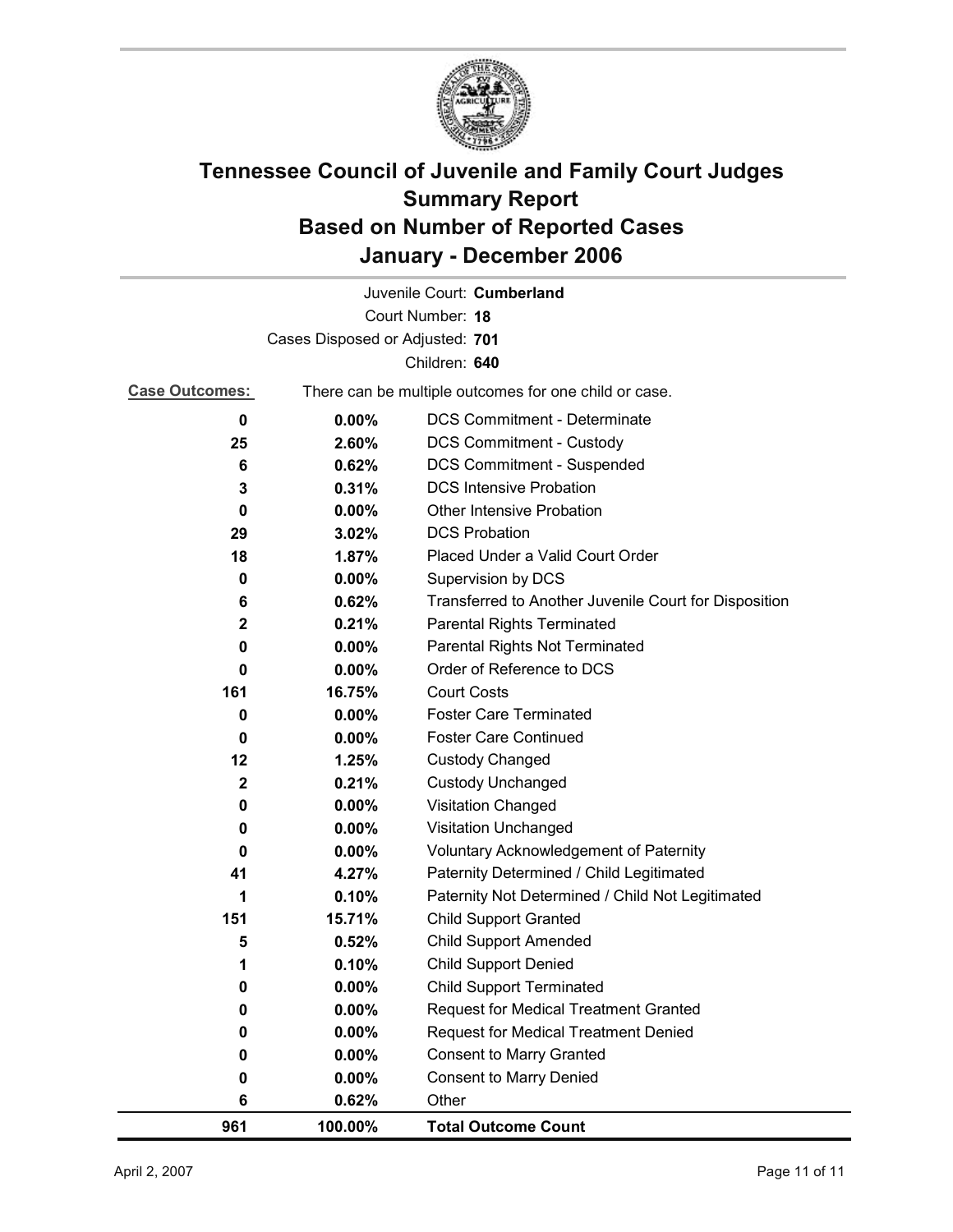# Tennessee Council of Juvenile and Family Court Judges
# Summary Report
# Based on Number of Reported Cases
# January - December 2006

Juvenile Court: **Cumberland**

Court Number: **18**

Cases Disposed or Adjusted: **701**

Children: **640**

**Case Outcomes:** There can be multiple outcomes for one child or case.

| | | |
|---|---|---|
| **0** | **0.00%** | DCS Commitment - Determinate |
| **25** | **2.60%** | DCS Commitment - Custody |
| **6** | **0.62%** | DCS Commitment - Suspended |
| **3** | **0.31%** | DCS Intensive Probation |
| **0** | **0.00%** | Other Intensive Probation |
| **29** | **3.02%** | DCS Probation |
| **18** | **1.87%** | Placed Under a Valid Court Order |
| **0** | **0.00%** | Supervision by DCS |
| **6** | **0.62%** | Transferred to Another Juvenile Court for Disposition |
| **2** | **0.21%** | Parental Rights Terminated |
| **0** | **0.00%** | Parental Rights Not Terminated |
| **0** | **0.00%** | Order of Reference to DCS |
| **161** | **16.75%** | Court Costs |
| **0** | **0.00%** | Foster Care Terminated |
| **0** | **0.00%** | Foster Care Continued |
| **12** | **1.25%** | Custody Changed |
| **2** | **0.21%** | Custody Unchanged |
| **0** | **0.00%** | Visitation Changed |
| **0** | **0.00%** | Visitation Unchanged |
| **0** | **0.00%** | Voluntary Acknowledgement of Paternity |
| **41** | **4.27%** | Paternity Determined / Child Legitimated |
| **1** | **0.10%** | Paternity Not Determined / Child Not Legitimated |
| **151** | **15.71%** | Child Support Granted |
| **5** | **0.52%** | Child Support Amended |
| **1** | **0.10%** | Child Support Denied |
| **0** | **0.00%** | Child Support Terminated |
| **0** | **0.00%** | Request for Medical Treatment Granted |
| **0** | **0.00%** | Request for Medical Treatment Denied |
| **0** | **0.00%** | Consent to Marry Granted |
| **0** | **0.00%** | Consent to Marry Denied |
| **6** | **0.62%** | Other |
| **961** | **100.00%** | **Total Outcome Count** |

April 2, 2007